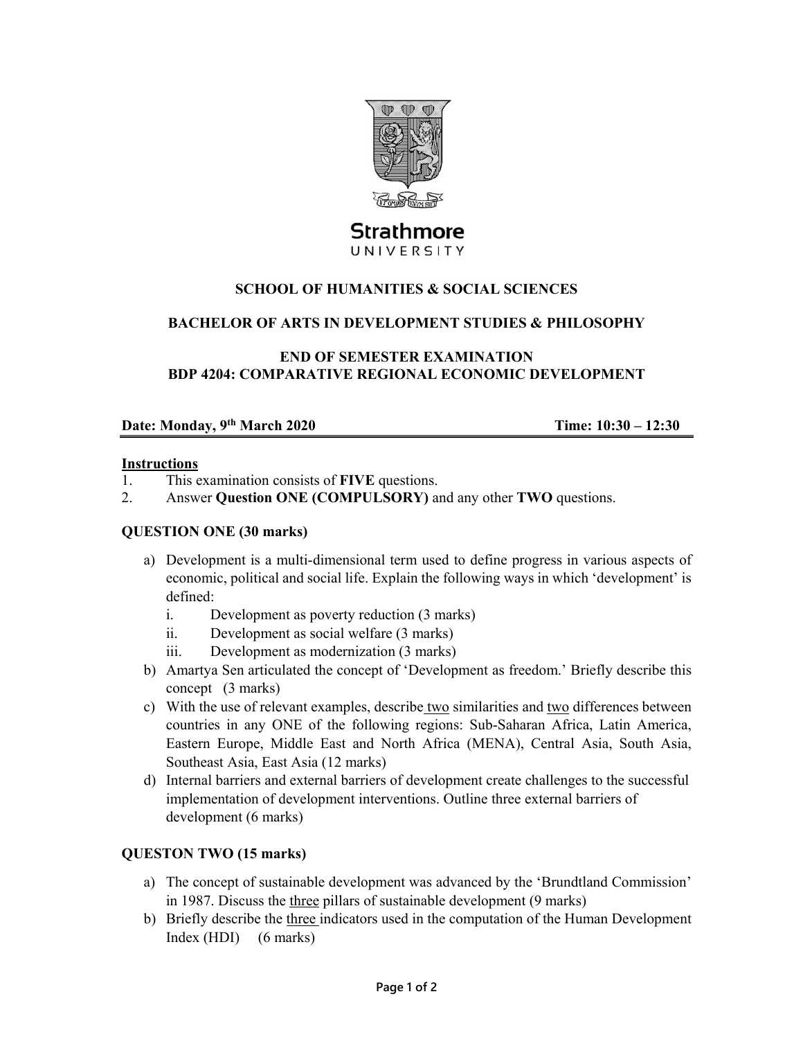Strathmore
UNIVERSITY

**SCHOOL OF HUMANITIES & SOCIAL SCIENCES**

**BACHELOR OF ARTS IN DEVELOPMENT STUDIES & PHILOSOPHY**

**END OF SEMESTER EXAMINATION**
**BDP 4204: COMPARATIVE REGIONAL ECONOMIC DEVELOPMENT**

**Date: Monday, 9th March 2020** **Time: 10:30 – 12:30**

**Instructions**

1. This examination consists of **FIVE** questions.
2. Answer **Question ONE (COMPULSORY)** and any other **TWO** questions.

**QUESTION ONE (30 marks)**

a) Development is a multi-dimensional term used to define progress in various aspects of economic, political and social life. Explain the following ways in which 'development' is defined:
   i. Development as poverty reduction (3 marks)
   ii. Development as social welfare (3 marks)
   iii. Development as modernization (3 marks)

b) Amartya Sen articulated the concept of 'Development as freedom.' Briefly describe this concept (3 marks)

c) With the use of relevant examples, describe two similarities and two differences between countries in any ONE of the following regions: Sub-Saharan Africa, Latin America, Eastern Europe, Middle East and North Africa (MENA), Central Asia, South Asia, Southeast Asia, East Asia (12 marks)

d) Internal barriers and external barriers of development create challenges to the successful implementation of development interventions. Outline three external barriers of development (6 marks)

**QUESTON TWO (15 marks)**

a) The concept of sustainable development was advanced by the 'Brundtland Commission' in 1987. Discuss the three pillars of sustainable development (9 marks)

b) Briefly describe the three indicators used in the computation of the Human Development Index (HDI) (6 marks)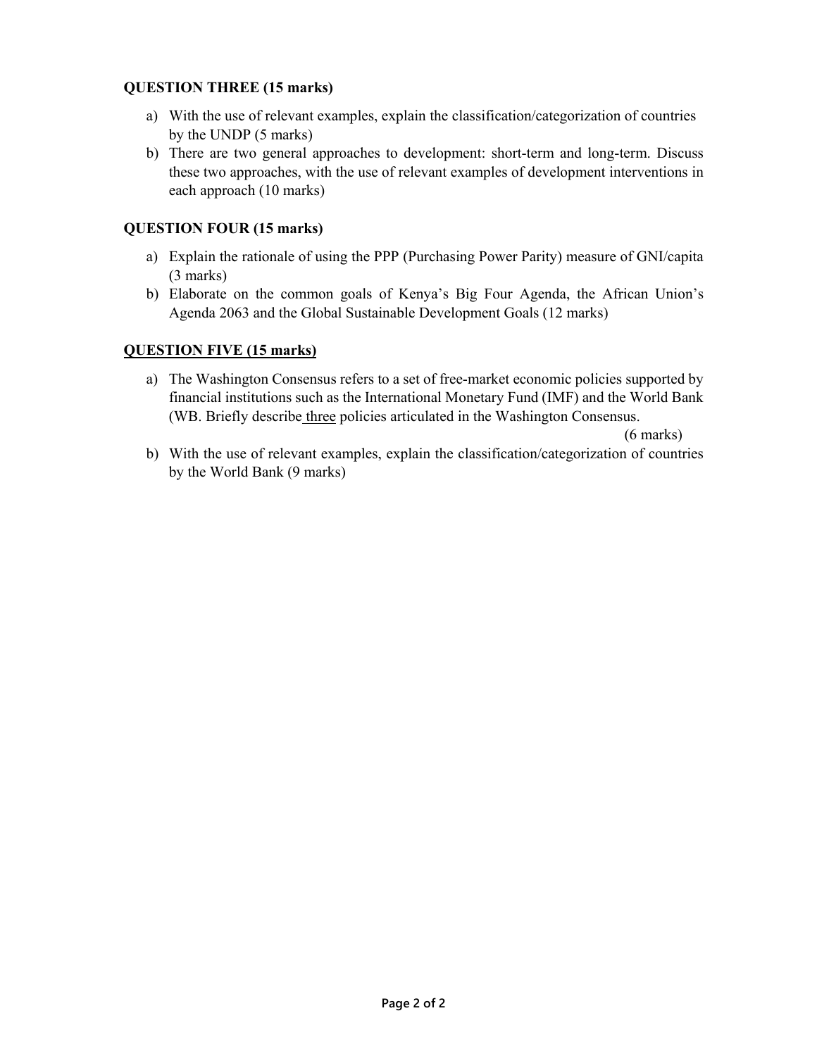**QUESTION THREE (15 marks)**

a) With the use of relevant examples, explain the classification/categorization of countries by the UNDP (5 marks)

b) There are two general approaches to development: short-term and long-term. Discuss these two approaches, with the use of relevant examples of development interventions in each approach (10 marks)

**QUESTION FOUR (15 marks)**

a) Explain the rationale of using the PPP (Purchasing Power Parity) measure of GNI/capita (3 marks)

b) Elaborate on the common goals of Kenya's Big Four Agenda, the African Union's Agenda 2063 and the Global Sustainable Development Goals (12 marks)

**QUESTION FIVE (15 marks)**

a) The Washington Consensus refers to a set of free-market economic policies supported by financial institutions such as the International Monetary Fund (IMF) and the World Bank (WB. Briefly describe three policies articulated in the Washington Consensus. (6 marks)

b) With the use of relevant examples, explain the classification/categorization of countries by the World Bank (9 marks)